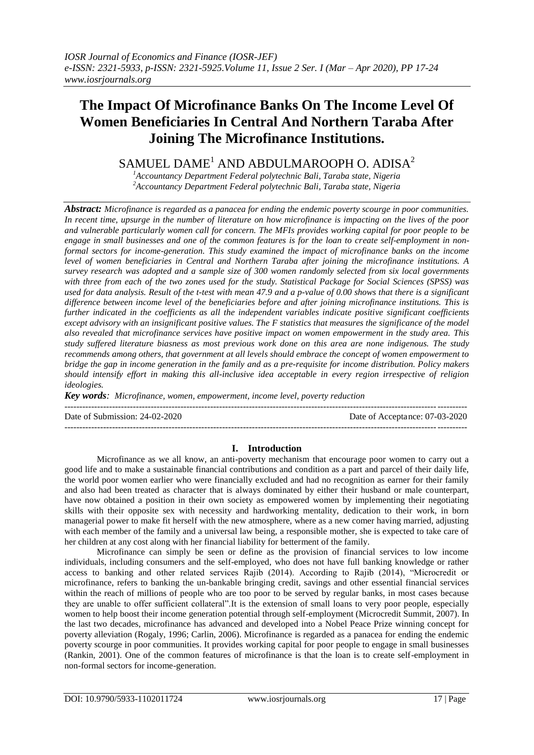# The Impact Of Microfinance Banks On The Income Level Of Women Beneficiaries In Central And Northern Taraba After Joining The Microfinance Institutions.

SAMUEL DAME[1] AND ABDULMAROOPH O. ADISA[2]

[1]Accountancy Department Federal polytechnic Bali, Taraba state, Nigeria
[2]Accountancy Department Federal polytechnic Bali, Taraba state, Nigeria

***Abstract:*** *Microfinance is regarded as a panacea for ending the endemic poverty scourge in poor communities. In recent time, upsurge in the number of literature on how microfinance is impacting on the lives of the poor and vulnerable particularly women call for concern. The MFIs provides working capital for poor people to be engage in small businesses and one of the common features is for the loan to create self-employment in non-formal sectors for income-generation. This study examined the impact of microfinance banks on the income level of women beneficiaries in Central and Northern Taraba after joining the microfinance institutions. A survey research was adopted and a sample size of 300 women randomly selected from six local governments with three from each of the two zones used for the study. Statistical Package for Social Sciences (SPSS) was used for data analysis. Result of the t-test with mean 47.9 and a p-value of 0.00 shows that there is a significant difference between income level of the beneficiaries before and after joining microfinance institutions. This is further indicated in the coefficients as all the independent variables indicate positive significant coefficients except advisory with an insignificant positive values. The F statistics that measures the significance of the model also revealed that microfinance services have positive impact on women empowerment in the study area. This study suffered literature biasness as most previous work done on this area are none indigenous. The study recommends among others, that government at all levels should embrace the concept of women empowerment to bridge the gap in income generation in the family and as a pre-requisite for income distribution. Policy makers should intensify effort in making this all-inclusive idea acceptable in every region irrespective of religion ideologies.*

***Key words****: Microfinance, women, empowerment, income level, poverty reduction*

Date of Submission: 24-02-2020 | Date of Acceptance: 07-03-2020

## I. Introduction

Microfinance as we all know, an anti-poverty mechanism that encourage poor women to carry out a good life and to make a sustainable financial contributions and condition as a part and parcel of their daily life, the world poor women earlier who were financially excluded and had no recognition as earner for their family and also had been treated as character that is always dominated by either their husband or male counterpart, have now obtained a position in their own society as empowered women by implementing their negotiating skills with their opposite sex with necessity and hardworking mentality, dedication to their work, in born managerial power to make fit herself with the new atmosphere, where as a new comer having married, adjusting with each member of the family and a universal law being, a responsible mother, she is expected to take care of her children at any cost along with her financial liability for betterment of the family.

Microfinance can simply be seen or define as the provision of financial services to low income individuals, including consumers and the self-employed, who does not have full banking knowledge or rather access to banking and other related services Rajib (2014). According to Rajib (2014), "Microcredit or microfinance, refers to banking the un-bankable bringing credit, savings and other essential financial services within the reach of millions of people who are too poor to be served by regular banks, in most cases because they are unable to offer sufficient collateral".It is the extension of small loans to very poor people, especially women to help boost their income generation potential through self-employment (Microcredit Summit, 2007). In the last two decades, microfinance has advanced and developed into a Nobel Peace Prize winning concept for poverty alleviation (Rogaly, 1996; Carlin, 2006). Microfinance is regarded as a panacea for ending the endemic poverty scourge in poor communities. It provides working capital for poor people to engage in small businesses (Rankin, 2001). One of the common features of microfinance is that the loan is to create self-employment in non-formal sectors for income-generation.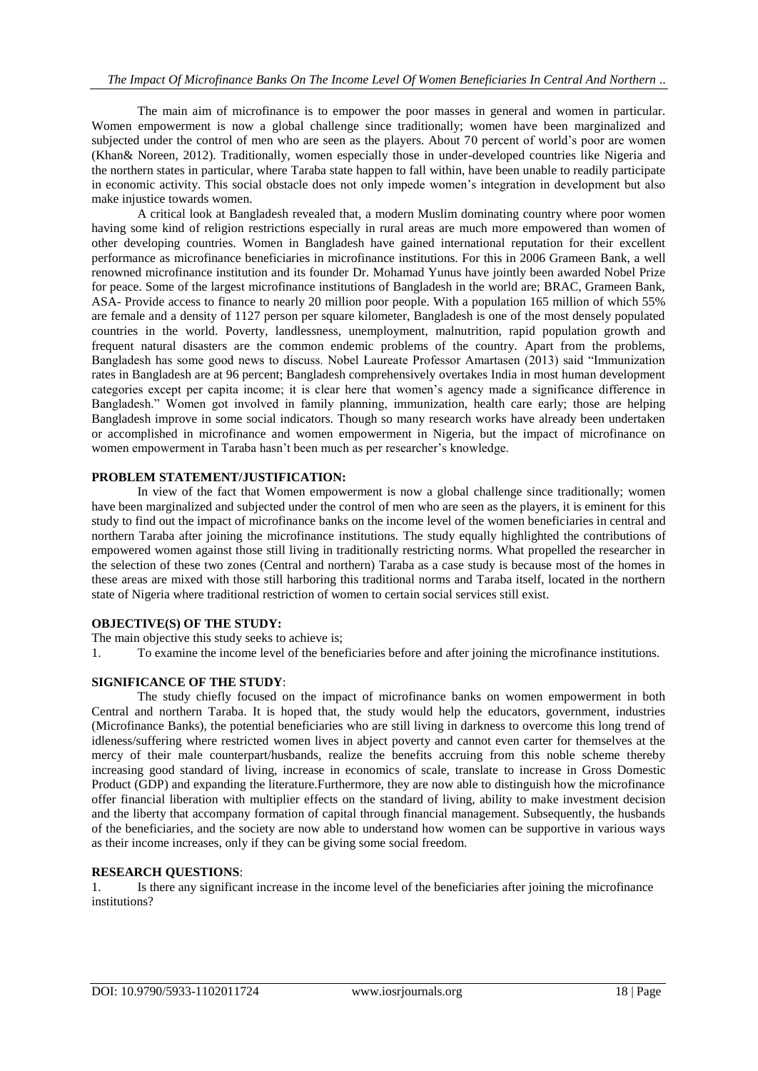The main aim of microfinance is to empower the poor masses in general and women in particular. Women empowerment is now a global challenge since traditionally; women have been marginalized and subjected under the control of men who are seen as the players. About 70 percent of world's poor are women (Khan& Noreen, 2012). Traditionally, women especially those in under-developed countries like Nigeria and the northern states in particular, where Taraba state happen to fall within, have been unable to readily participate in economic activity. This social obstacle does not only impede women's integration in development but also make injustice towards women.

A critical look at Bangladesh revealed that, a modern Muslim dominating country where poor women having some kind of religion restrictions especially in rural areas are much more empowered than women of other developing countries. Women in Bangladesh have gained international reputation for their excellent performance as microfinance beneficiaries in microfinance institutions. For this in 2006 Grameen Bank, a well renowned microfinance institution and its founder Dr. Mohamad Yunus have jointly been awarded Nobel Prize for peace. Some of the largest microfinance institutions of Bangladesh in the world are; BRAC, Grameen Bank, ASA- Provide access to finance to nearly 20 million poor people. With a population 165 million of which 55% are female and a density of 1127 person per square kilometer, Bangladesh is one of the most densely populated countries in the world. Poverty, landlessness, unemployment, malnutrition, rapid population growth and frequent natural disasters are the common endemic problems of the country. Apart from the problems, Bangladesh has some good news to discuss. Nobel Laureate Professor Amartasen (2013) said "Immunization rates in Bangladesh are at 96 percent; Bangladesh comprehensively overtakes India in most human development categories except per capita income; it is clear here that women's agency made a significance difference in Bangladesh." Women got involved in family planning, immunization, health care early; those are helping Bangladesh improve in some social indicators. Though so many research works have already been undertaken or accomplished in microfinance and women empowerment in Nigeria, but the impact of microfinance on women empowerment in Taraba hasn't been much as per researcher's knowledge.

## PROBLEM STATEMENT/JUSTIFICATION:

In view of the fact that Women empowerment is now a global challenge since traditionally; women have been marginalized and subjected under the control of men who are seen as the players, it is eminent for this study to find out the impact of microfinance banks on the income level of the women beneficiaries in central and northern Taraba after joining the microfinance institutions. The study equally highlighted the contributions of empowered women against those still living in traditionally restricting norms. What propelled the researcher in the selection of these two zones (Central and northern) Taraba as a case study is because most of the homes in these areas are mixed with those still harboring this traditional norms and Taraba itself, located in the northern state of Nigeria where traditional restriction of women to certain social services still exist.

## OBJECTIVE(S) OF THE STUDY:

The main objective this study seeks to achieve is;

1. To examine the income level of the beneficiaries before and after joining the microfinance institutions.

## SIGNIFICANCE OF THE STUDY:

The study chiefly focused on the impact of microfinance banks on women empowerment in both Central and northern Taraba. It is hoped that, the study would help the educators, government, industries (Microfinance Banks), the potential beneficiaries who are still living in darkness to overcome this long trend of idleness/suffering where restricted women lives in abject poverty and cannot even carter for themselves at the mercy of their male counterpart/husbands, realize the benefits accruing from this noble scheme thereby increasing good standard of living, increase in economics of scale, translate to increase in Gross Domestic Product (GDP) and expanding the literature.Furthermore, they are now able to distinguish how the microfinance offer financial liberation with multiplier effects on the standard of living, ability to make investment decision and the liberty that accompany formation of capital through financial management. Subsequently, the husbands of the beneficiaries, and the society are now able to understand how women can be supportive in various ways as their income increases, only if they can be giving some social freedom.

## RESEARCH QUESTIONS:

1. Is there any significant increase in the income level of the beneficiaries after joining the microfinance institutions?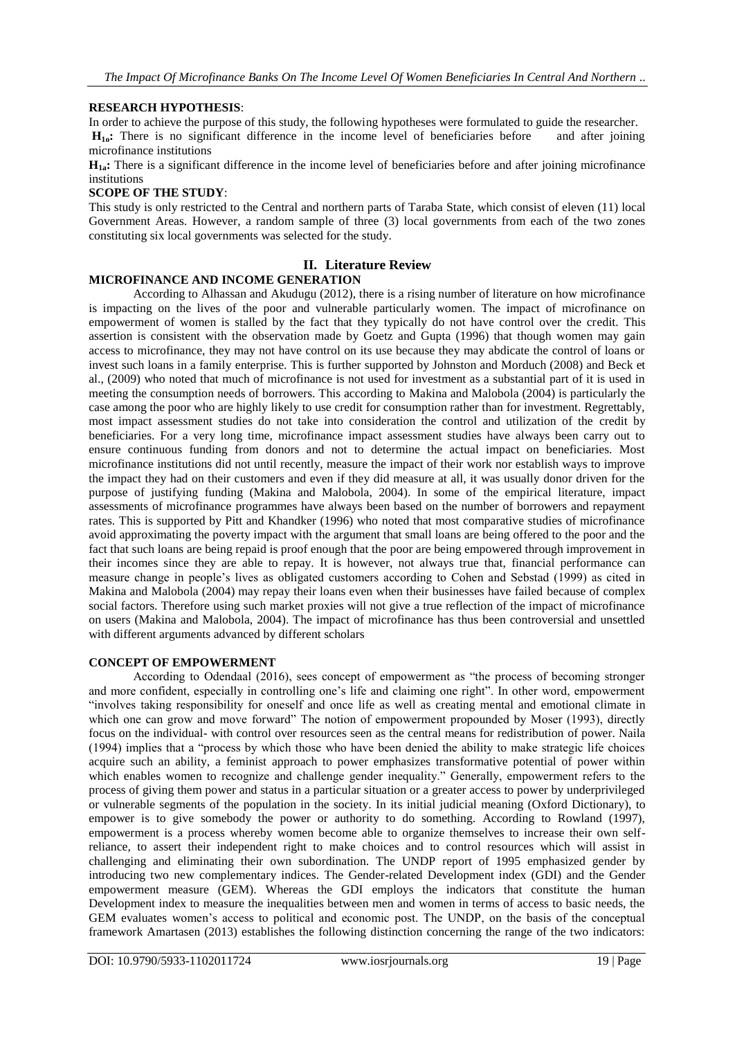**RESEARCH HYPOTHESIS**:

In order to achieve the purpose of this study, the following hypotheses were formulated to guide the researcher.

**$H_{1o}$:** There is no significant difference in the income level of beneficiaries before and after joining microfinance institutions

**$H_{1a}$:** There is a significant difference in the income level of beneficiaries before and after joining microfinance institutions

**SCOPE OF THE STUDY**:

This study is only restricted to the Central and northern parts of Taraba State, which consist of eleven (11) local Government Areas. However, a random sample of three (3) local governments from each of the two zones constituting six local governments was selected for the study.

## II. Literature Review

**MICROFINANCE AND INCOME GENERATION**

According to Alhassan and Akudugu (2012), there is a rising number of literature on how microfinance is impacting on the lives of the poor and vulnerable particularly women. The impact of microfinance on empowerment of women is stalled by the fact that they typically do not have control over the credit. This assertion is consistent with the observation made by Goetz and Gupta (1996) that though women may gain access to microfinance, they may not have control on its use because they may abdicate the control of loans or invest such loans in a family enterprise. This is further supported by Johnston and Morduch (2008) and Beck et al., (2009) who noted that much of microfinance is not used for investment as a substantial part of it is used in meeting the consumption needs of borrowers. This according to Makina and Malobola (2004) is particularly the case among the poor who are highly likely to use credit for consumption rather than for investment. Regrettably, most impact assessment studies do not take into consideration the control and utilization of the credit by beneficiaries. For a very long time, microfinance impact assessment studies have always been carry out to ensure continuous funding from donors and not to determine the actual impact on beneficiaries. Most microfinance institutions did not until recently, measure the impact of their work nor establish ways to improve the impact they had on their customers and even if they did measure at all, it was usually donor driven for the purpose of justifying funding (Makina and Malobola, 2004). In some of the empirical literature, impact assessments of microfinance programmes have always been based on the number of borrowers and repayment rates. This is supported by Pitt and Khandker (1996) who noted that most comparative studies of microfinance avoid approximating the poverty impact with the argument that small loans are being offered to the poor and the fact that such loans are being repaid is proof enough that the poor are being empowered through improvement in their incomes since they are able to repay. It is however, not always true that, financial performance can measure change in people's lives as obligated customers according to Cohen and Sebstad (1999) as cited in Makina and Malobola (2004) may repay their loans even when their businesses have failed because of complex social factors. Therefore using such market proxies will not give a true reflection of the impact of microfinance on users (Makina and Malobola, 2004). The impact of microfinance has thus been controversial and unsettled with different arguments advanced by different scholars

**CONCEPT OF EMPOWERMENT**

According to Odendaal (2016), sees concept of empowerment as "the process of becoming stronger and more confident, especially in controlling one's life and claiming one right". In other word, empowerment "involves taking responsibility for oneself and once life as well as creating mental and emotional climate in which one can grow and move forward" The notion of empowerment propounded by Moser (1993), directly focus on the individual- with control over resources seen as the central means for redistribution of power. Naila (1994) implies that a "process by which those who have been denied the ability to make strategic life choices acquire such an ability, a feminist approach to power emphasizes transformative potential of power within which enables women to recognize and challenge gender inequality." Generally, empowerment refers to the process of giving them power and status in a particular situation or a greater access to power by underprivileged or vulnerable segments of the population in the society. In its initial judicial meaning (Oxford Dictionary), to empower is to give somebody the power or authority to do something. According to Rowland (1997), empowerment is a process whereby women become able to organize themselves to increase their own self-reliance, to assert their independent right to make choices and to control resources which will assist in challenging and eliminating their own subordination. The UNDP report of 1995 emphasized gender by introducing two new complementary indices. The Gender-related Development index (GDI) and the Gender empowerment measure (GEM). Whereas the GDI employs the indicators that constitute the human Development index to measure the inequalities between men and women in terms of access to basic needs, the GEM evaluates women's access to political and economic post. The UNDP, on the basis of the conceptual framework Amartasen (2013) establishes the following distinction concerning the range of the two indicators: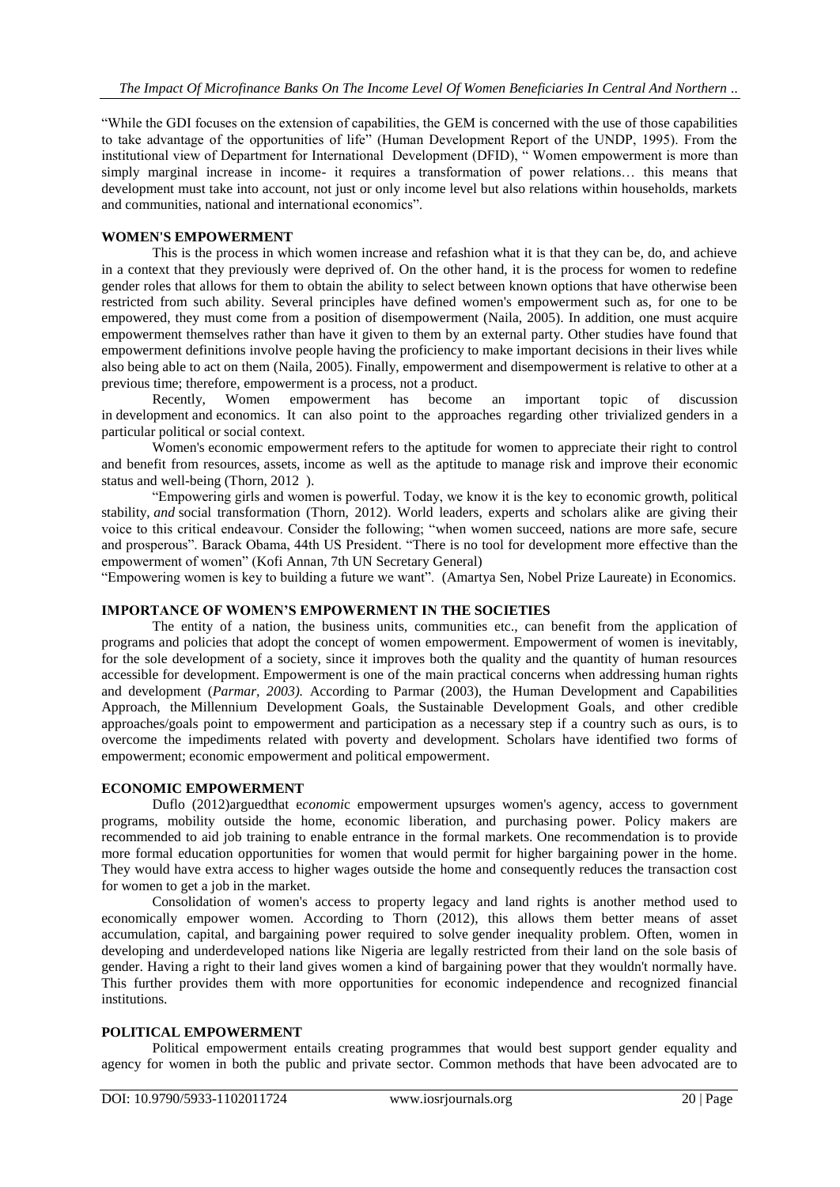"While the GDI focuses on the extension of capabilities, the GEM is concerned with the use of those capabilities to take advantage of the opportunities of life" (Human Development Report of the UNDP, 1995). From the institutional view of Department for International Development (DFID), " Women empowerment is more than simply marginal increase in income- it requires a transformation of power relations… this means that development must take into account, not just or only income level but also relations within households, markets and communities, national and international economics".

## WOMEN'S EMPOWERMENT

This is the process in which women increase and refashion what it is that they can be, do, and achieve in a context that they previously were deprived of. On the other hand, it is the process for women to redefine gender roles that allows for them to obtain the ability to select between known options that have otherwise been restricted from such ability. Several principles have defined women's empowerment such as, for one to be empowered, they must come from a position of disempowerment (Naila, 2005). In addition, one must acquire empowerment themselves rather than have it given to them by an external party. Other studies have found that empowerment definitions involve people having the proficiency to make important decisions in their lives while also being able to act on them (Naila, 2005). Finally, empowerment and disempowerment is relative to other at a previous time; therefore, empowerment is a process, not a product.

Recently, Women empowerment has become an important topic of discussion in development and economics. It can also point to the approaches regarding other trivialized genders in a particular political or social context.

Women's economic empowerment refers to the aptitude for women to appreciate their right to control and benefit from resources, assets, income as well as the aptitude to manage risk and improve their economic status and well-being (Thorn, 2012 ).

"Empowering girls and women is powerful. Today, we know it is the key to economic growth, political stability, *and* social transformation (Thorn, 2012). World leaders, experts and scholars alike are giving their voice to this critical endeavour. Consider the following; "when women succeed, nations are more safe, secure and prosperous". Barack Obama, 44th US President. "There is no tool for development more effective than the empowerment of women" (Kofi Annan, 7th UN Secretary General)

"Empowering women is key to building a future we want". (Amartya Sen, Nobel Prize Laureate) in Economics.

## IMPORTANCE OF WOMEN'S EMPOWERMENT IN THE SOCIETIES

The entity of a nation, the business units, communities etc., can benefit from the application of programs and policies that adopt the concept of women empowerment. Empowerment of women is inevitably, for the sole development of a society, since it improves both the quality and the quantity of human resources accessible for development. Empowerment is one of the main practical concerns when addressing human rights and development (*Parmar, 2003).* According to Parmar (2003), the Human Development and Capabilities Approach, the Millennium Development Goals, the Sustainable Development Goals, and other credible approaches/goals point to empowerment and participation as a necessary step if a country such as ours, is to overcome the impediments related with poverty and development. Scholars have identified two forms of empowerment; economic empowerment and political empowerment.

## ECONOMIC EMPOWERMENT

Duflo (2012)arguedthat e*conomi*c empowerment upsurges women's agency, access to government programs, mobility outside the home, economic liberation, and purchasing power. Policy makers are recommended to aid job training to enable entrance in the formal markets. One recommendation is to provide more formal education opportunities for women that would permit for higher bargaining power in the home. They would have extra access to higher wages outside the home and consequently reduces the transaction cost for women to get a job in the market.

Consolidation of women's access to property legacy and land rights is another method used to economically empower women. According to Thorn (2012), this allows them better means of asset accumulation, capital, and bargaining power required to solve gender inequality problem. Often, women in developing and underdeveloped nations like Nigeria are legally restricted from their land on the sole basis of gender. Having a right to their land gives women a kind of bargaining power that they wouldn't normally have. This further provides them with more opportunities for economic independence and recognized financial institutions.

## POLITICAL EMPOWERMENT

Political empowerment entails creating programmes that would best support gender equality and agency for women in both the public and private sector. Common methods that have been advocated are to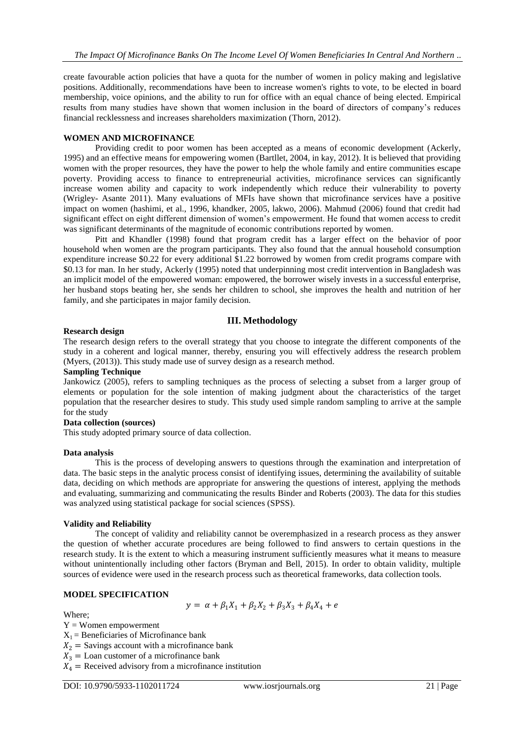create favourable action policies that have a quota for the number of women in policy making and legislative positions. Additionally, recommendations have been to increase women's rights to vote, to be elected in board membership, voice opinions, and the ability to run for office with an equal chance of being elected. Empirical results from many studies have shown that women inclusion in the board of directors of company's reduces financial recklessness and increases shareholders maximization (Thorn, 2012).

**WOMEN AND MICROFINANCE**

Providing credit to poor women has been accepted as a means of economic development (Ackerly, 1995) and an effective means for empowering women (Bartllet, 2004, in kay, 2012). It is believed that providing women with the proper resources, they have the power to help the whole family and entire communities escape poverty. Providing access to finance to entrepreneurial activities, microfinance services can significantly increase women ability and capacity to work independently which reduce their vulnerability to poverty (Wrigley- Asante 2011). Many evaluations of MFIs have shown that microfinance services have a positive impact on women (hashimi, et al., 1996, khandker, 2005, lakwo, 2006). Mahmud (2006) found that credit had significant effect on eight different dimension of women's empowerment. He found that women access to credit was significant determinants of the magnitude of economic contributions reported by women.

Pitt and Khandler (1998) found that program credit has a larger effect on the behavior of poor household when women are the program participants. They also found that the annual household consumption expenditure increase \$0.22 for every additional \$1.22 borrowed by women from credit programs compare with \$0.13 for man. In her study, Ackerly (1995) noted that underpinning most credit intervention in Bangladesh was an implicit model of the empowered woman: empowered, the borrower wisely invests in a successful enterprise, her husband stops beating her, she sends her children to school, she improves the health and nutrition of her family, and she participates in major family decision.

## III. Methodology

**Research design**

The research design refers to the overall strategy that you choose to integrate the different components of the study in a coherent and logical manner, thereby, ensuring you will effectively address the research problem (Myers, (2013)). This study made use of survey design as a research method.

**Sampling Technique**

Jankowicz (2005), refers to sampling techniques as the process of selecting a subset from a larger group of elements or population for the sole intention of making judgment about the characteristics of the target population that the researcher desires to study. This study used simple random sampling to arrive at the sample for the study

**Data collection (sources)**

This study adopted primary source of data collection.

**Data analysis**

This is the process of developing answers to questions through the examination and interpretation of data. The basic steps in the analytic process consist of identifying issues, determining the availability of suitable data, deciding on which methods are appropriate for answering the questions of interest, applying the methods and evaluating, summarizing and communicating the results Binder and Roberts (2003). The data for this studies was analyzed using statistical package for social sciences (SPSS).

**Validity and Reliability**

The concept of validity and reliability cannot be overemphasized in a research process as they answer the question of whether accurate procedures are being followed to find answers to certain questions in the research study. It is the extent to which a measuring instrument sufficiently measures what it means to measure without unintentionally including other factors (Bryman and Bell, 2015). In order to obtain validity, multiple sources of evidence were used in the research process such as theoretical frameworks, data collection tools.

**MODEL SPECIFICATION**

$$y = \alpha + \beta_1 X_1 + \beta_2 X_2 + \beta_3 X_3 + \beta_4 X_4 + e$$

Where;

$Y$ = Women empowerment

$X_1$ = Beneficiaries of Microfinance bank

$X_2$ = Savings account with a microfinance bank

$X_3$ = Loan customer of a microfinance bank

$X_4$ = Received advisory from a microfinance institution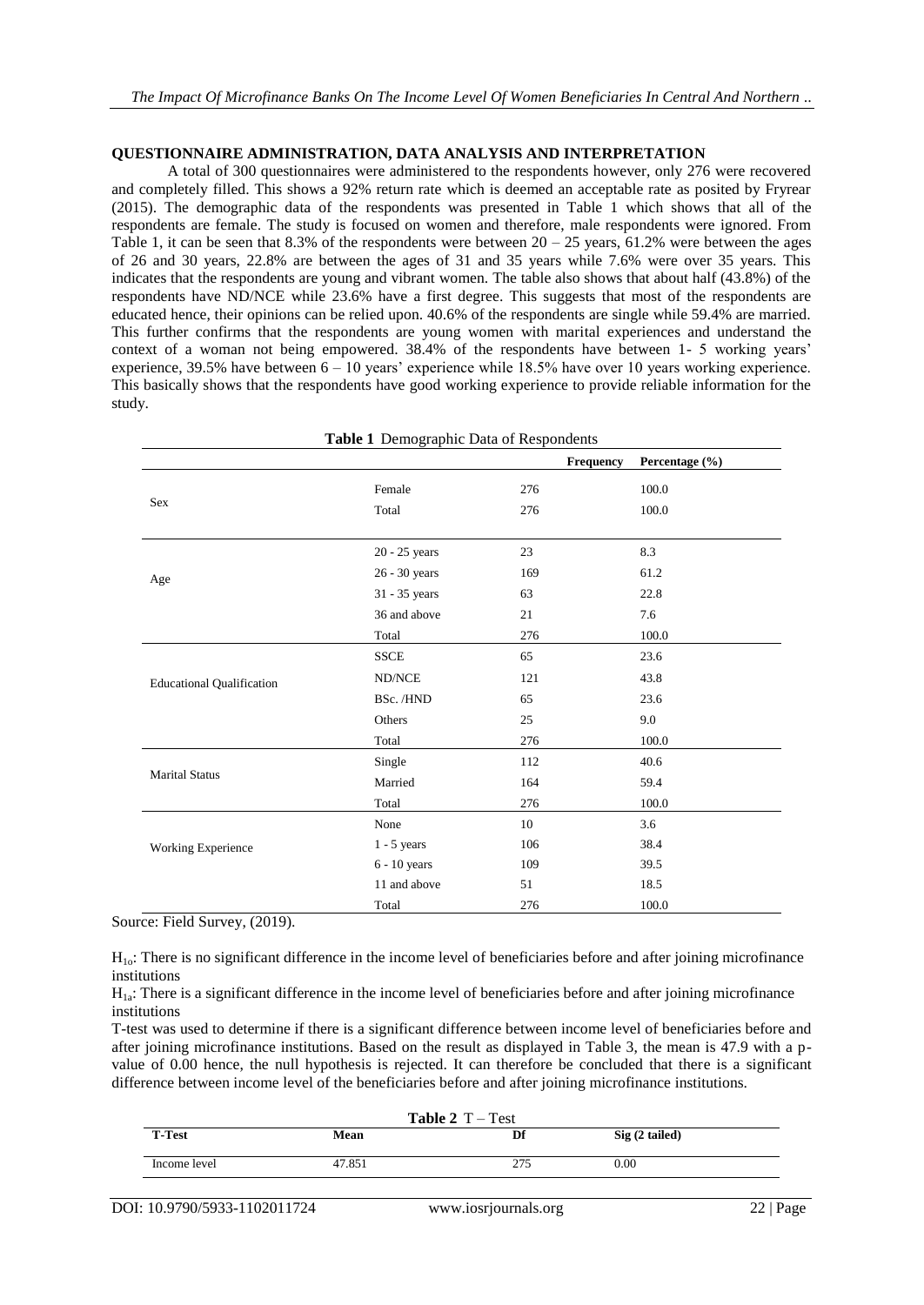## QUESTIONNAIRE ADMINISTRATION, DATA ANALYSIS AND INTERPRETATION

A total of 300 questionnaires were administered to the respondents however, only 276 were recovered and completely filled. This shows a 92% return rate which is deemed an acceptable rate as posited by Fryrear (2015). The demographic data of the respondents was presented in Table 1 which shows that all of the respondents are female. The study is focused on women and therefore, male respondents were ignored. From Table 1, it can be seen that 8.3% of the respondents were between 20 – 25 years, 61.2% were between the ages of 26 and 30 years, 22.8% are between the ages of 31 and 35 years while 7.6% were over 35 years. This indicates that the respondents are young and vibrant women. The table also shows that about half (43.8%) of the respondents have ND/NCE while 23.6% have a first degree. This suggests that most of the respondents are educated hence, their opinions can be relied upon. 40.6% of the respondents are single while 59.4% are married. This further confirms that the respondents are young women with marital experiences and understand the context of a woman not being empowered. 38.4% of the respondents have between 1- 5 working years' experience, 39.5% have between 6 – 10 years' experience while 18.5% have over 10 years working experience. This basically shows that the respondents have good working experience to provide reliable information for the study.

**Table 1** Demographic Data of Respondents

| | | Frequency | Percentage (%) |
|---|---|---|---|
| Sex | Female | 276 | 100.0 |
| | Total | 276 | 100.0 |
| Age | 20 - 25 years | 23 | 8.3 |
| | 26 - 30 years | 169 | 61.2 |
| | 31 - 35 years | 63 | 22.8 |
| | 36 and above | 21 | 7.6 |
| | Total | 276 | 100.0 |
| Educational Qualification | SSCE | 65 | 23.6 |
| | ND/NCE | 121 | 43.8 |
| | BSc. /HND | 65 | 23.6 |
| | Others | 25 | 9.0 |
| | Total | 276 | 100.0 |
| Marital Status | Single | 112 | 40.6 |
| | Married | 164 | 59.4 |
| | Total | 276 | 100.0 |
| Working Experience | None | 10 | 3.6 |
| | 1 - 5 years | 106 | 38.4 |
| | 6 - 10 years | 109 | 39.5 |
| | 11 and above | 51 | 18.5 |
| | Total | 276 | 100.0 |

Source: Field Survey, (2019).

$H_{1o}$: There is no significant difference in the income level of beneficiaries before and after joining microfinance institutions

$H_{1a}$: There is a significant difference in the income level of beneficiaries before and after joining microfinance institutions

T-test was used to determine if there is a significant difference between income level of beneficiaries before and after joining microfinance institutions. Based on the result as displayed in Table 3, the mean is 47.9 with a p-value of 0.00 hence, the null hypothesis is rejected. It can therefore be concluded that there is a significant difference between income level of the beneficiaries before and after joining microfinance institutions.

**Table 2** T – Test

| T-Test | Mean | Df | Sig (2 tailed) |
|---|---|---|---|
| Income level | 47.851 | 275 | 0.00 |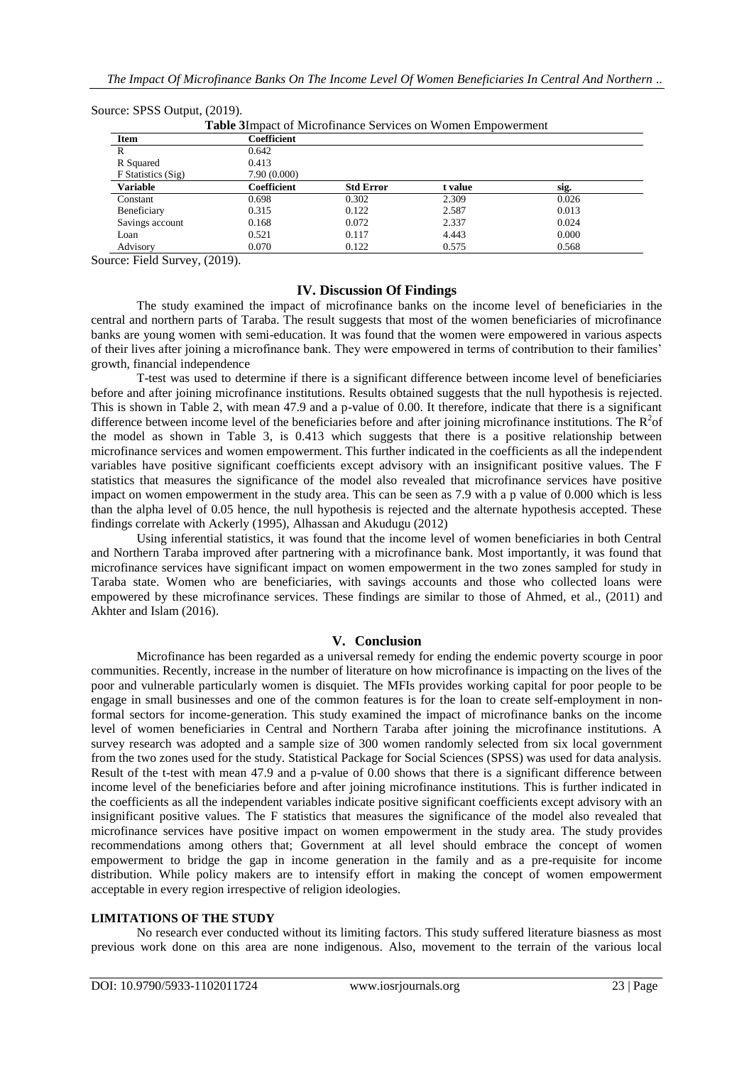Source: SPSS Output, (2019).

**Table 3** Impact of Microfinance Services on Women Empowerment

| Item | Coefficient | | | |
|---|---|---|---|---|
| R | 0.642 | | | |
| R Squared | 0.413 | | | |
| F Statistics (Sig) | 7.90 (0.000) | | | |
| **Variable** | **Coefficient** | **Std Error** | **t value** | **sig.** |
| Constant | 0.698 | 0.302 | 2.309 | 0.026 |
| Beneficiary | 0.315 | 0.122 | 2.587 | 0.013 |
| Savings account | 0.168 | 0.072 | 2.337 | 0.024 |
| Loan | 0.521 | 0.117 | 4.443 | 0.000 |
| Advisory | 0.070 | 0.122 | 0.575 | 0.568 |

Source: Field Survey, (2019).

## IV. Discussion Of Findings

The study examined the impact of microfinance banks on the income level of beneficiaries in the central and northern parts of Taraba. The result suggests that most of the women beneficiaries of microfinance banks are young women with semi-education. It was found that the women were empowered in various aspects of their lives after joining a microfinance bank. They were empowered in terms of contribution to their families' growth, financial independence

T-test was used to determine if there is a significant difference between income level of beneficiaries before and after joining microfinance institutions. Results obtained suggests that the null hypothesis is rejected. This is shown in Table 2, with mean 47.9 and a p-value of 0.00. It therefore, indicate that there is a significant difference between income level of the beneficiaries before and after joining microfinance institutions. The $R^2$of the model as shown in Table 3, is 0.413 which suggests that there is a positive relationship between microfinance services and women empowerment. This further indicated in the coefficients as all the independent variables have positive significant coefficients except advisory with an insignificant positive values. The F statistics that measures the significance of the model also revealed that microfinance services have positive impact on women empowerment in the study area. This can be seen as 7.9 with a p value of 0.000 which is less than the alpha level of 0.05 hence, the null hypothesis is rejected and the alternate hypothesis accepted. These findings correlate with Ackerly (1995), Alhassan and Akudugu (2012)

Using inferential statistics, it was found that the income level of women beneficiaries in both Central and Northern Taraba improved after partnering with a microfinance bank. Most importantly, it was found that microfinance services have significant impact on women empowerment in the two zones sampled for study in Taraba state. Women who are beneficiaries, with savings accounts and those who collected loans were empowered by these microfinance services. These findings are similar to those of Ahmed, et al., (2011) and Akhter and Islam (2016).

## V. Conclusion

Microfinance has been regarded as a universal remedy for ending the endemic poverty scourge in poor communities. Recently, increase in the number of literature on how microfinance is impacting on the lives of the poor and vulnerable particularly women is disquiet. The MFIs provides working capital for poor people to be engage in small businesses and one of the common features is for the loan to create self-employment in non-formal sectors for income-generation. This study examined the impact of microfinance banks on the income level of women beneficiaries in Central and Northern Taraba after joining the microfinance institutions. A survey research was adopted and a sample size of 300 women randomly selected from six local government from the two zones used for the study. Statistical Package for Social Sciences (SPSS) was used for data analysis. Result of the t-test with mean 47.9 and a p-value of 0.00 shows that there is a significant difference between income level of the beneficiaries before and after joining microfinance institutions. This is further indicated in the coefficients as all the independent variables indicate positive significant coefficients except advisory with an insignificant positive values. The F statistics that measures the significance of the model also revealed that microfinance services have positive impact on women empowerment in the study area. The study provides recommendations among others that; Government at all level should embrace the concept of women empowerment to bridge the gap in income generation in the family and as a pre-requisite for income distribution. While policy makers are to intensify effort in making the concept of women empowerment acceptable in every region irrespective of religion ideologies.

### LIMITATIONS OF THE STUDY

No research ever conducted without its limiting factors. This study suffered literature biasness as most previous work done on this area are none indigenous. Also, movement to the terrain of the various local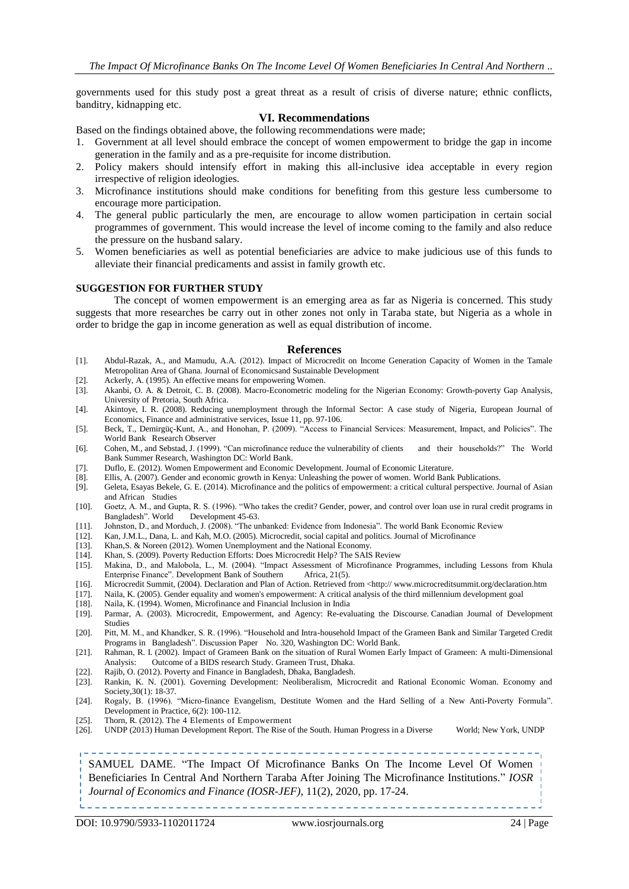governments used for this study post a great threat as a result of crisis of diverse nature; ethnic conflicts, banditry, kidnapping etc.

## VI. Recommendations

Based on the findings obtained above, the following recommendations were made;

1. Government at all level should embrace the concept of women empowerment to bridge the gap in income generation in the family and as a pre-requisite for income distribution.
2. Policy makers should intensify effort in making this all-inclusive idea acceptable in every region irrespective of religion ideologies.
3. Microfinance institutions should make conditions for benefiting from this gesture less cumbersome to encourage more participation.
4. The general public particularly the men, are encourage to allow women participation in certain social programmes of government. This would increase the level of income coming to the family and also reduce the pressure on the husband salary.
5. Women beneficiaries as well as potential beneficiaries are advice to make judicious use of this funds to alleviate their financial predicaments and assist in family growth etc.

**SUGGESTION FOR FURTHER STUDY**

The concept of women empowerment is an emerging area as far as Nigeria is concerned. This study suggests that more researches be carry out in other zones not only in Taraba state, but Nigeria as a whole in order to bridge the gap in income generation as well as equal distribution of income.

## References

[1]. Abdul-Razak, A., and Mamudu, A.A. (2012). Impact of Microcredit on Income Generation Capacity of Women in the Tamale Metropolitan Area of Ghana. Journal of Economicsand Sustainable Development

[2]. Ackerly, A. (1995). An effective means for empowering Women.

[3]. Akanbi, O. A. & Detroit, C. B. (2008). Macro-Econometric modeling for the Nigerian Economy: Growth-poverty Gap Analysis, University of Pretoria, South Africa.

[4]. Akintoye, I. R. (2008). Reducing unemployment through the Informal Sector: A case study of Nigeria, European Journal of Economics, Finance and administrative services, Issue 11, pp. 97-106.

[5]. Beck, T., Demirgüç-Kunt, A., and Honohan, P. (2009). "Access to Financial Services: Measurement, Impact, and Policies". The World Bank Research Observer

[6]. Cohen, M., and Sebstad, J. (1999). "Can microfinance reduce the vulnerability of clients and their households?" The World Bank Summer Research, Washington DC: World Bank.

[7]. Duflo, E. (2012). Women Empowerment and Economic Development. Journal of Economic Literature.

[8]. Ellis, A. (2007). Gender and economic growth in Kenya: Unleashing the power of women. World Bank Publications.

[9]. Geleta, Esayas Bekele, G. E. (2014). Microfinance and the politics of empowerment: a critical cultural perspective. Journal of Asian and African Studies

[10]. Goetz, A. M., and Gupta, R. S. (1996). "Who takes the credit? Gender, power, and control over loan use in rural credit programs in Bangladesh". World Development 45-63.

[11]. Johnston, D., and Morduch, J. (2008). "The unbanked: Evidence from Indonesia". The world Bank Economic Review

[12]. Kan, J.M.L., Dana, L. and Kah, M.O. (2005). Microcredit, social capital and politics. Journal of Microfinance

[13]. Khan,S. & Noreen (2012). Women Unemployment and the National Economy.

[14]. Khan, S. (2009). Poverty Reduction Efforts: Does Microcredit Help? The SAIS Review

[15]. Makina, D., and Malobola, L., M. (2004). "Impact Assessment of Microfinance Programmes, including Lessons from Khula Enterprise Finance". Development Bank of Southern Africa, 21(5).

[16]. Microcredit Summit, (2004). Declaration and Plan of Action. Retrieved from <http:// www.microcreditsummit.org/declaration.htm

[17]. Naila, K. (2005). Gender equality and women's empowerment: A critical analysis of the third millennium development goal

[18]. Naila, K. (1994). Women, Microfinance and Financial Inclusion in India

[19]. Parmar, A. (2003). Microcredit, Empowerment, and Agency: Re-evaluating the Discourse. Canadian Journal of Development Studies

[20]. Pitt, M. M., and Khandker, S. R. (1996). "Household and Intra-household Impact of the Grameen Bank and Similar Targeted Credit Programs in Bangladesh". Discussion Paper No. 320, Washington DC: World Bank.

[21]. Rahman, R. I. (2002). Impact of Grameen Bank on the situation of Rural Women Early Impact of Grameen: A multi-Dimensional Analysis: Outcome of a BIDS research Study. Grameen Trust, Dhaka.

[22]. Rajib, O. (2012). Poverty and Finance in Bangladesh, Dhaka, Bangladesh.

[23]. Rankin, K. N. (2001). Governing Development: Neoliberalism, Microcredit and Rational Economic Woman. Economy and Society,30(1): 18-37.

[24]. Rogaly, B. (1996). "Micro-finance Evangelism, Destitute Women and the Hard Selling of a New Anti-Poverty Formula". Development in Practice, 6(2): 100-112.

[25]. Thorn, R. (2012). The 4 Elements of Empowerment

[26]. UNDP (2013) Human Development Report. The Rise of the South. Human Progress in a Diverse World; New York, UNDP

SAMUEL DAME. "The Impact Of Microfinance Banks On The Income Level Of Women Beneficiaries In Central And Northern Taraba After Joining The Microfinance Institutions." *IOSR Journal of Economics and Finance (IOSR-JEF),* 11(2), 2020, pp. 17-24.